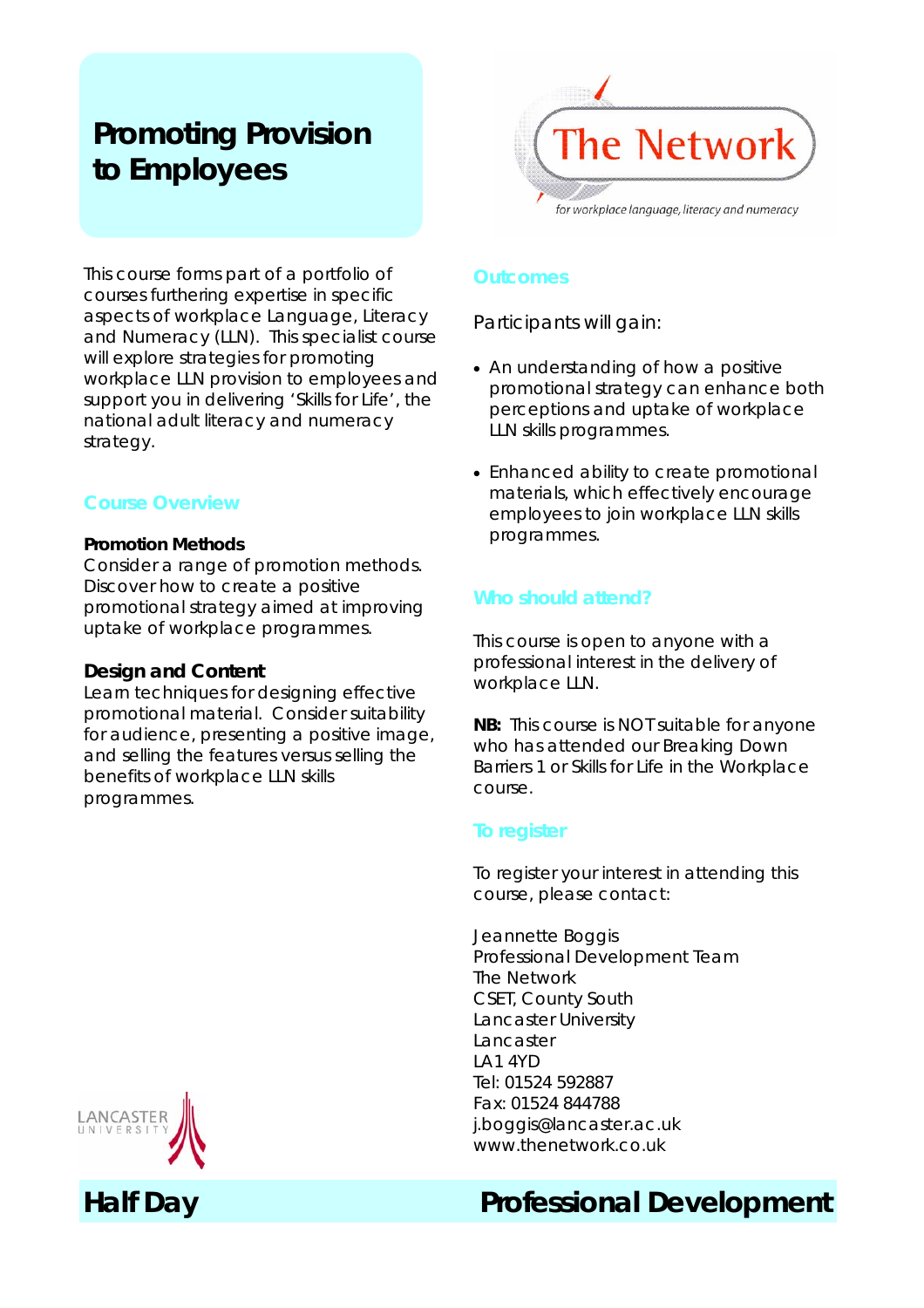// Markdown conversion of the page (see rules above)
# Promoting Provision to Employees

The Network

*for workplace language, literacy and numeracy*

This course forms part of a portfolio of courses furthering expertise in specific aspects of workplace Language, Literacy and Numeracy (LLN). This specialist course will explore strategies for promoting workplace LLN provision to employees and support you in delivering 'Skills for Life', the national adult literacy and numeracy strategy.

## Course Overview

**Promotion Methods**
Consider a range of promotion methods. Discover how to create a positive promotional strategy aimed at improving uptake of workplace programmes.

**Design and Content**
Learn techniques for designing effective promotional material. Consider suitability for audience, presenting a positive image, and selling the features versus selling the benefits of workplace LLN skills programmes.

## Outcomes

Participants will gain:

- An understanding of how a positive promotional strategy can enhance both perceptions and uptake of workplace LLN skills programmes.
- Enhanced ability to create promotional materials, which effectively encourage employees to join workplace LLN skills programmes.

## Who should attend?

This course is open to anyone with a professional interest in the delivery of workplace LLN.

**NB:** This course is NOT suitable for anyone who has attended our Breaking Down Barriers 1 or Skills for Life in the Workplace course.

## To register

To register your interest in attending this course, please contact:

Jeannette Boggis
Professional Development Team
The Network
CSET, County South
Lancaster University
Lancaster
LA1 4YD
Tel: 01524 592887
Fax: 01524 844788
j.boggis@lancaster.ac.uk
www.thenetwork.co.uk

LANCASTER UNIVERSITY

**Half Day** **Professional Development**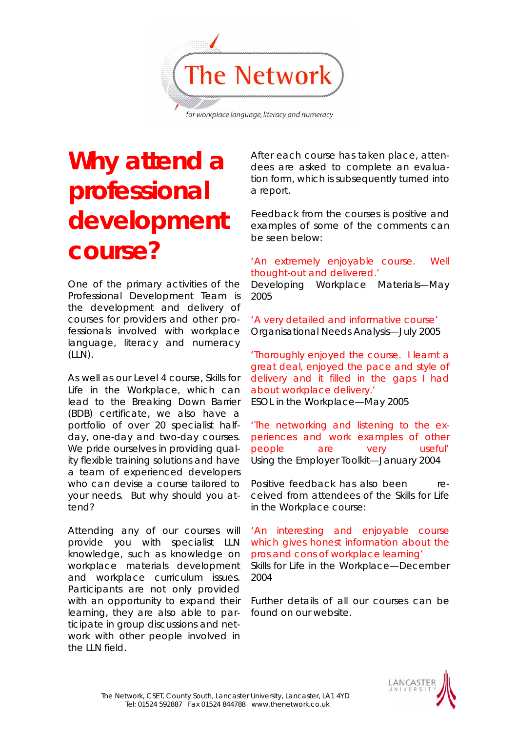The Network

*for workplace language, literacy and numeracy*

# Why attend a professional development course?

One of the primary activities of the Professional Development Team is the development and delivery of courses for providers and other professionals involved with workplace language, literacy and numeracy (LLN).

As well as our Level 4 course, Skills for Life in the Workplace, which can lead to the Breaking Down Barrier (BDB) certificate, we also have a portfolio of over 20 specialist half-day, one-day and two-day courses. We pride ourselves in providing quality flexible training solutions and have a team of experienced developers who can devise a course tailored to your needs. But why should you attend?

Attending any of our courses will provide you with specialist LLN knowledge, such as knowledge on workplace materials development and workplace curriculum issues. Participants are not only provided with an opportunity to expand their learning, they are also able to participate in group discussions and network with other people involved in the LLN field.

After each course has taken place, attendees are asked to complete an evaluation form, which is subsequently turned into a report.

Feedback from the courses is positive and examples of some of the comments can be seen below:

'An extremely enjoyable course. Well thought-out and delivered.'
Developing Workplace Materials—May 2005

'A very detailed and informative course'
Organisational Needs Analysis—July 2005

'Thoroughly enjoyed the course. I learnt a great deal, enjoyed the pace and style of delivery and it filled in the gaps I had about workplace delivery.'
ESOL in the Workplace—May 2005

'The networking and listening to the experiences and work examples of other people are very useful'
Using the Employer Toolkit—January 2004

Positive feedback has also been received from attendees of the Skills for Life in the Workplace course:

'An interesting and enjoyable course which gives honest information about the pros and cons of workplace learning'
Skills for Life in the Workplace—December 2004

Further details of all our courses can be found on our website.

The Network, CSET, County South, Lancaster University, Lancaster, LA1 4YD
Tel: 01524 592887 Fax 01524 844788 www.thenetwork.co.uk

LANCASTER UNIVERSITY